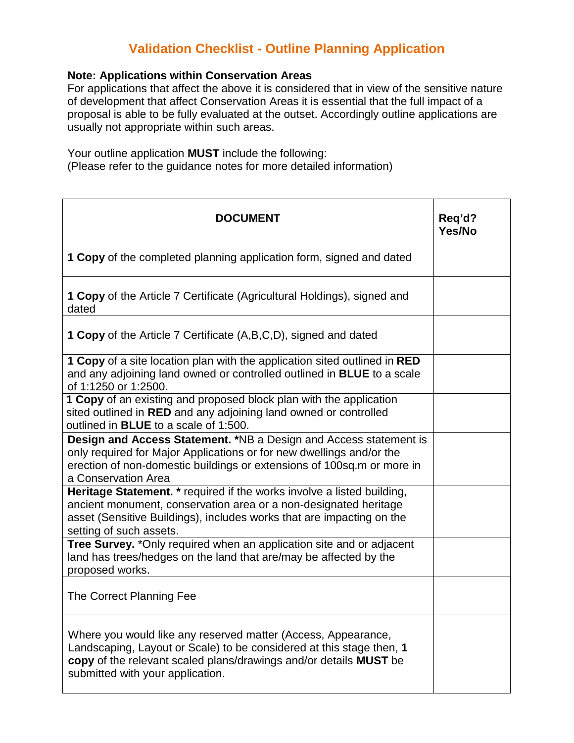# Validation Checklist - Outline Planning Application

**Note: Applications within Conservation Areas**
For applications that affect the above it is considered that in view of the sensitive nature of development that affect Conservation Areas it is essential that the full impact of a proposal is able to be fully evaluated at the outset. Accordingly outline applications are usually not appropriate within such areas.

Your outline application **MUST** include the following:
(Please refer to the guidance notes for more detailed information)

| DOCUMENT | Req'd? Yes/No |
|---|---|
| **1 Copy** of the completed planning application form, signed and dated | |
| **1 Copy** of the Article 7 Certificate (Agricultural Holdings), signed and dated | |
| **1 Copy** of the Article 7 Certificate (A,B,C,D), signed and dated | |
| **1 Copy** of a site location plan with the application sited outlined in **RED** and any adjoining land owned or controlled outlined in **BLUE** to a scale of 1:1250 or 1:2500. | |
| **1 Copy** of an existing and proposed block plan with the application sited outlined in **RED** and any adjoining land owned or controlled outlined in **BLUE** to a scale of 1:500. | |
| **Design and Access Statement. ***NB a Design and Access statement is only required for Major Applications or for new dwellings and/or the erection of non-domestic buildings or extensions of 100sq.m or more in a Conservation Area | |
| **Heritage Statement. *** required if the works involve a listed building, ancient monument, conservation area or a non-designated heritage asset (Sensitive Buildings), includes works that are impacting on the setting of such assets. | |
| **Tree Survey.** *Only required when an application site and or adjacent land has trees/hedges on the land that are/may be affected by the proposed works. | |
| The Correct Planning Fee | |
| Where you would like any reserved matter (Access, Appearance, Landscaping, Layout or Scale) to be considered at this stage then, **1 copy** of the relevant scaled plans/drawings and/or details **MUST** be submitted with your application. | |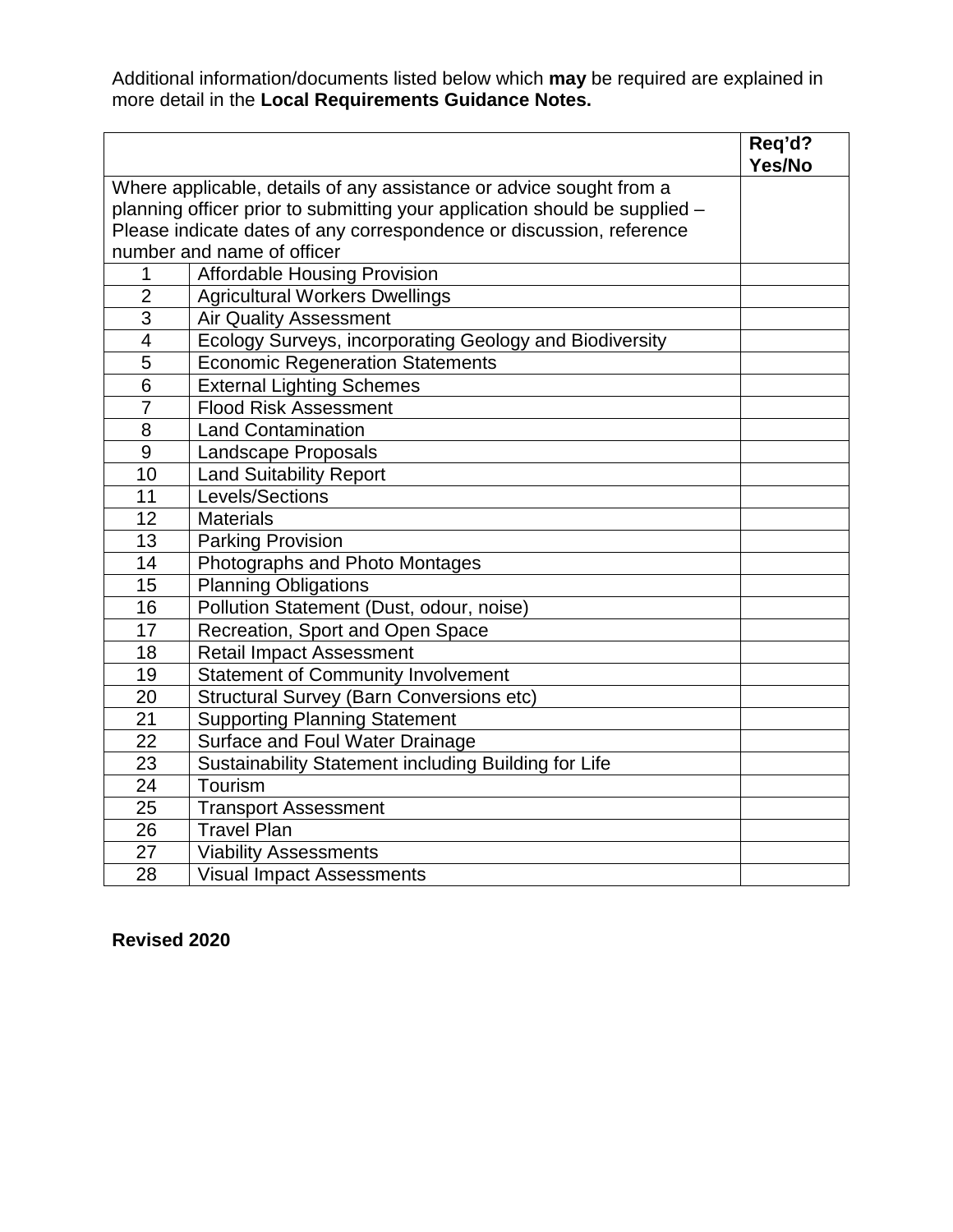Additional information/documents listed below which **may** be required are explained in more detail in the **Local Requirements Guidance Notes.**

| | | **Req'd? Yes/No** |
|---|---|---|
| Where applicable, details of any assistance or advice sought from a planning officer prior to submitting your application should be supplied – Please indicate dates of any correspondence or discussion, reference number and name of officer | | |
| 1 | Affordable Housing Provision | |
| 2 | Agricultural Workers Dwellings | |
| 3 | Air Quality Assessment | |
| 4 | Ecology Surveys, incorporating Geology and Biodiversity | |
| 5 | Economic Regeneration Statements | |
| 6 | External Lighting Schemes | |
| 7 | Flood Risk Assessment | |
| 8 | Land Contamination | |
| 9 | Landscape Proposals | |
| 10 | Land Suitability Report | |
| 11 | Levels/Sections | |
| 12 | Materials | |
| 13 | Parking Provision | |
| 14 | Photographs and Photo Montages | |
| 15 | Planning Obligations | |
| 16 | Pollution Statement (Dust, odour, noise) | |
| 17 | Recreation, Sport and Open Space | |
| 18 | Retail Impact Assessment | |
| 19 | Statement of Community Involvement | |
| 20 | Structural Survey (Barn Conversions etc) | |
| 21 | Supporting Planning Statement | |
| 22 | Surface and Foul Water Drainage | |
| 23 | Sustainability Statement including Building for Life | |
| 24 | Tourism | |
| 25 | Transport Assessment | |
| 26 | Travel Plan | |
| 27 | Viability Assessments | |
| 28 | Visual Impact Assessments | |

**Revised 2020**